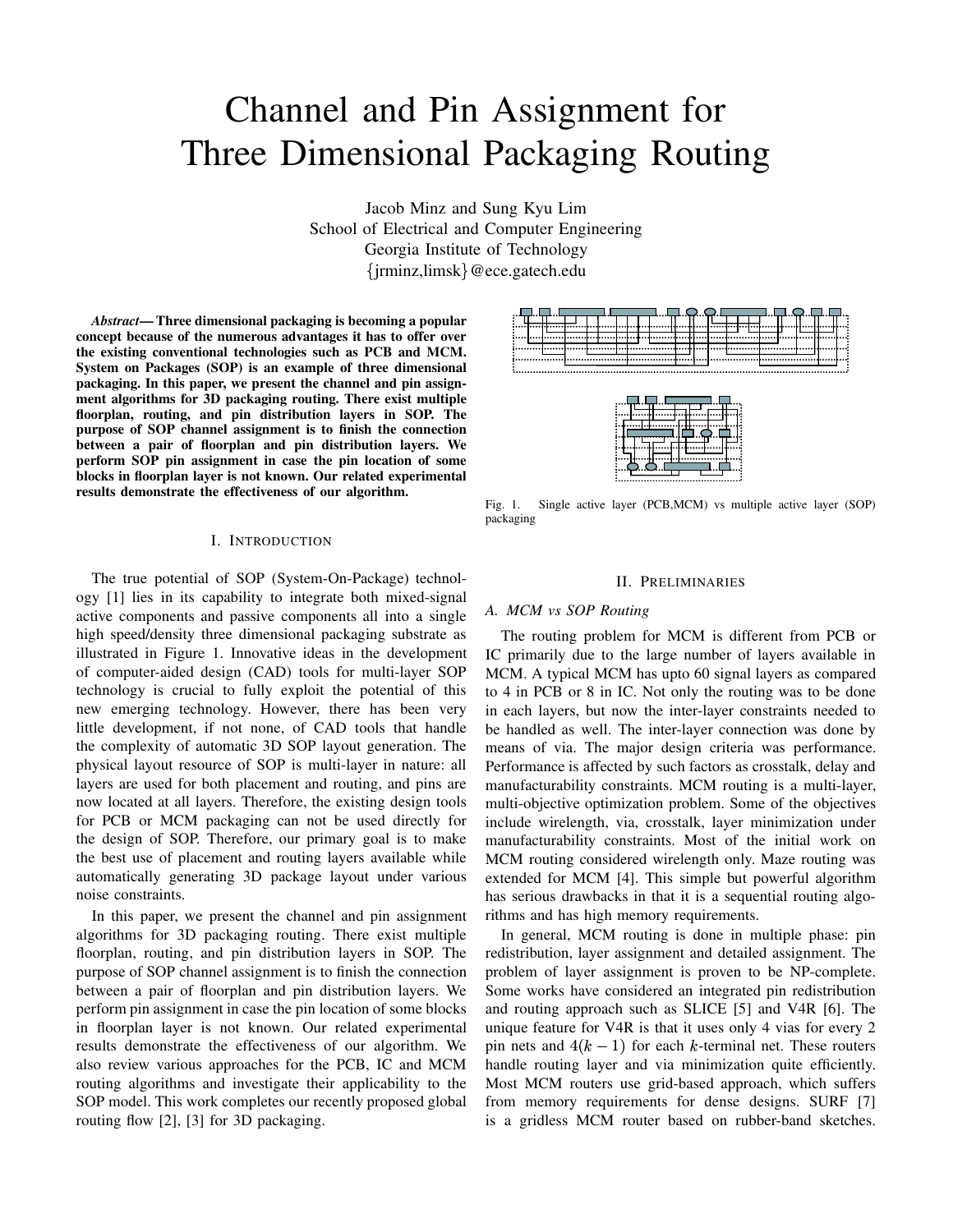# Channel and Pin Assignment for Three Dimensional Packaging Routing

Jacob Minz and Sung Kyu Lim
School of Electrical and Computer Engineering
Georgia Institute of Technology
{jrminz,limsk}@ece.gatech.edu

***Abstract*— Three dimensional packaging is becoming a popular concept because of the numerous advantages it has to offer over the existing conventional technologies such as PCB and MCM. System on Packages (SOP) is an example of three dimensional packaging. In this paper, we present the channel and pin assignment algorithms for 3D packaging routing. There exist multiple floorplan, routing, and pin distribution layers in SOP. The purpose of SOP channel assignment is to finish the connection between a pair of floorplan and pin distribution layers. We perform SOP pin assignment in case the pin location of some blocks in floorplan layer is not known. Our related experimental results demonstrate the effectiveness of our algorithm.**

## I. Introduction

The true potential of SOP (System-On-Package) technology [1] lies in its capability to integrate both mixed-signal active components and passive components all into a single high speed/density three dimensional packaging substrate as illustrated in Figure 1. Innovative ideas in the development of computer-aided design (CAD) tools for multi-layer SOP technology is crucial to fully exploit the potential of this new emerging technology. However, there has been very little development, if not none, of CAD tools that handle the complexity of automatic 3D SOP layout generation. The physical layout resource of SOP is multi-layer in nature: all layers are used for both placement and routing, and pins are now located at all layers. Therefore, the existing design tools for PCB or MCM packaging can not be used directly for the design of SOP. Therefore, our primary goal is to make the best use of placement and routing layers available while automatically generating 3D package layout under various noise constraints.

In this paper, we present the channel and pin assignment algorithms for 3D packaging routing. There exist multiple floorplan, routing, and pin distribution layers in SOP. The purpose of SOP channel assignment is to finish the connection between a pair of floorplan and pin distribution layers. We perform pin assignment in case the pin location of some blocks in floorplan layer is not known. Our related experimental results demonstrate the effectiveness of our algorithm. We also review various approaches for the PCB, IC and MCM routing algorithms and investigate their applicability to the SOP model. This work completes our recently proposed global routing flow [2], [3] for 3D packaging.

Fig. 1. Single active layer (PCB,MCM) vs multiple active layer (SOP) packaging

## II. Preliminaries

### *A. MCM vs SOP Routing*

The routing problem for MCM is different from PCB or IC primarily due to the large number of layers available in MCM. A typical MCM has upto 60 signal layers as compared to 4 in PCB or 8 in IC. Not only the routing was to be done in each layers, but now the inter-layer constraints needed to be handled as well. The inter-layer connection was done by means of via. The major design criteria was performance. Performance is affected by such factors as crosstalk, delay and manufacturability constraints. MCM routing is a multi-layer, multi-objective optimization problem. Some of the objectives include wirelength, via, crosstalk, layer minimization under manufacturability constraints. Most of the initial work on MCM routing considered wirelength only. Maze routing was extended for MCM [4]. This simple but powerful algorithm has serious drawbacks in that it is a sequential routing algorithms and has high memory requirements.

In general, MCM routing is done in multiple phase: pin redistribution, layer assignment and detailed assignment. The problem of layer assignment is proven to be NP-complete. Some works have considered an integrated pin redistribution and routing approach such as SLICE [5] and V4R [6]. The unique feature for V4R is that it uses only 4 vias for every 2 pin nets and $4(k-1)$ for each $k$-terminal net. These routers handle routing layer and via minimization quite efficiently. Most MCM routers use grid-based approach, which suffers from memory requirements for dense designs. SURF [7] is a gridless MCM router based on rubber-band sketches.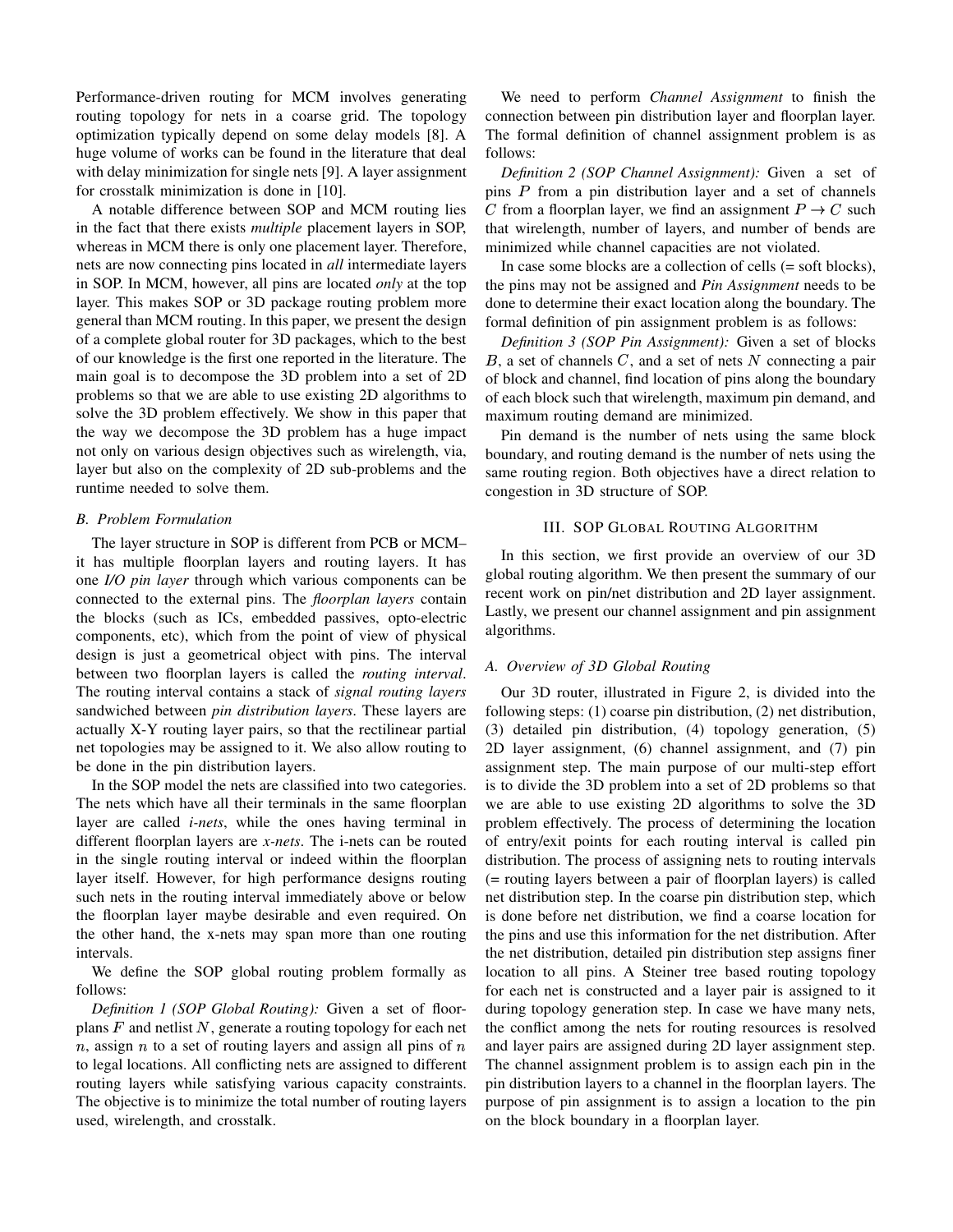Performance-driven routing for MCM involves generating routing topology for nets in a coarse grid. The topology optimization typically depend on some delay models [8]. A huge volume of works can be found in the literature that deal with delay minimization for single nets [9]. A layer assignment for crosstalk minimization is done in [10].

A notable difference between SOP and MCM routing lies in the fact that there exists *multiple* placement layers in SOP, whereas in MCM there is only one placement layer. Therefore, nets are now connecting pins located in *all* intermediate layers in SOP. In MCM, however, all pins are located *only* at the top layer. This makes SOP or 3D package routing problem more general than MCM routing. In this paper, we present the design of a complete global router for 3D packages, which to the best of our knowledge is the first one reported in the literature. The main goal is to decompose the 3D problem into a set of 2D problems so that we are able to use existing 2D algorithms to solve the 3D problem effectively. We show in this paper that the way we decompose the 3D problem has a huge impact not only on various design objectives such as wirelength, via, layer but also on the complexity of 2D sub-problems and the runtime needed to solve them.

### B. Problem Formulation

The layer structure in SOP is different from PCB or MCM– it has multiple floorplan layers and routing layers. It has one *I/O pin layer* through which various components can be connected to the external pins. The *floorplan layers* contain the blocks (such as ICs, embedded passives, opto-electric components, etc), which from the point of view of physical design is just a geometrical object with pins. The interval between two floorplan layers is called the *routing interval*. The routing interval contains a stack of *signal routing layers* sandwiched between *pin distribution layers*. These layers are actually X-Y routing layer pairs, so that the rectilinear partial net topologies may be assigned to it. We also allow routing to be done in the pin distribution layers.

In the SOP model the nets are classified into two categories. The nets which have all their terminals in the same floorplan layer are called *i-nets*, while the ones having terminal in different floorplan layers are *x-nets*. The i-nets can be routed in the single routing interval or indeed within the floorplan layer itself. However, for high performance designs routing such nets in the routing interval immediately above or below the floorplan layer maybe desirable and even required. On the other hand, the x-nets may span more than one routing intervals.

We define the SOP global routing problem formally as follows:

*Definition 1 (SOP Global Routing):* Given a set of floorplans $F$ and netlist $N$, generate a routing topology for each net $n$, assign $n$ to a set of routing layers and assign all pins of $n$ to legal locations. All conflicting nets are assigned to different routing layers while satisfying various capacity constraints. The objective is to minimize the total number of routing layers used, wirelength, and crosstalk.

We need to perform *Channel Assignment* to finish the connection between pin distribution layer and floorplan layer. The formal definition of channel assignment problem is as follows:

*Definition 2 (SOP Channel Assignment):* Given a set of pins $P$ from a pin distribution layer and a set of channels $C$ from a floorplan layer, we find an assignment $P \rightarrow C$ such that wirelength, number of layers, and number of bends are minimized while channel capacities are not violated.

In case some blocks are a collection of cells (= soft blocks), the pins may not be assigned and *Pin Assignment* needs to be done to determine their exact location along the boundary. The formal definition of pin assignment problem is as follows:

*Definition 3 (SOP Pin Assignment):* Given a set of blocks $B$, a set of channels $C$, and a set of nets $N$ connecting a pair of block and channel, find location of pins along the boundary of each block such that wirelength, maximum pin demand, and maximum routing demand are minimized.

Pin demand is the number of nets using the same block boundary, and routing demand is the number of nets using the same routing region. Both objectives have a direct relation to congestion in 3D structure of SOP.

## III. SOP Global Routing Algorithm

In this section, we first provide an overview of our 3D global routing algorithm. We then present the summary of our recent work on pin/net distribution and 2D layer assignment. Lastly, we present our channel assignment and pin assignment algorithms.

### A. Overview of 3D Global Routing

Our 3D router, illustrated in Figure 2, is divided into the following steps: (1) coarse pin distribution, (2) net distribution, (3) detailed pin distribution, (4) topology generation, (5) 2D layer assignment, (6) channel assignment, and (7) pin assignment step. The main purpose of our multi-step effort is to divide the 3D problem into a set of 2D problems so that we are able to use existing 2D algorithms to solve the 3D problem effectively. The process of determining the location of entry/exit points for each routing interval is called pin distribution. The process of assigning nets to routing intervals (= routing layers between a pair of floorplan layers) is called net distribution step. In the coarse pin distribution step, which is done before net distribution, we find a coarse location for the pins and use this information for the net distribution. After the net distribution, detailed pin distribution step assigns finer location to all pins. A Steiner tree based routing topology for each net is constructed and a layer pair is assigned to it during topology generation step. In case we have many nets, the conflict among the nets for routing resources is resolved and layer pairs are assigned during 2D layer assignment step. The channel assignment problem is to assign each pin in the pin distribution layers to a channel in the floorplan layers. The purpose of pin assignment is to assign a location to the pin on the block boundary in a floorplan layer.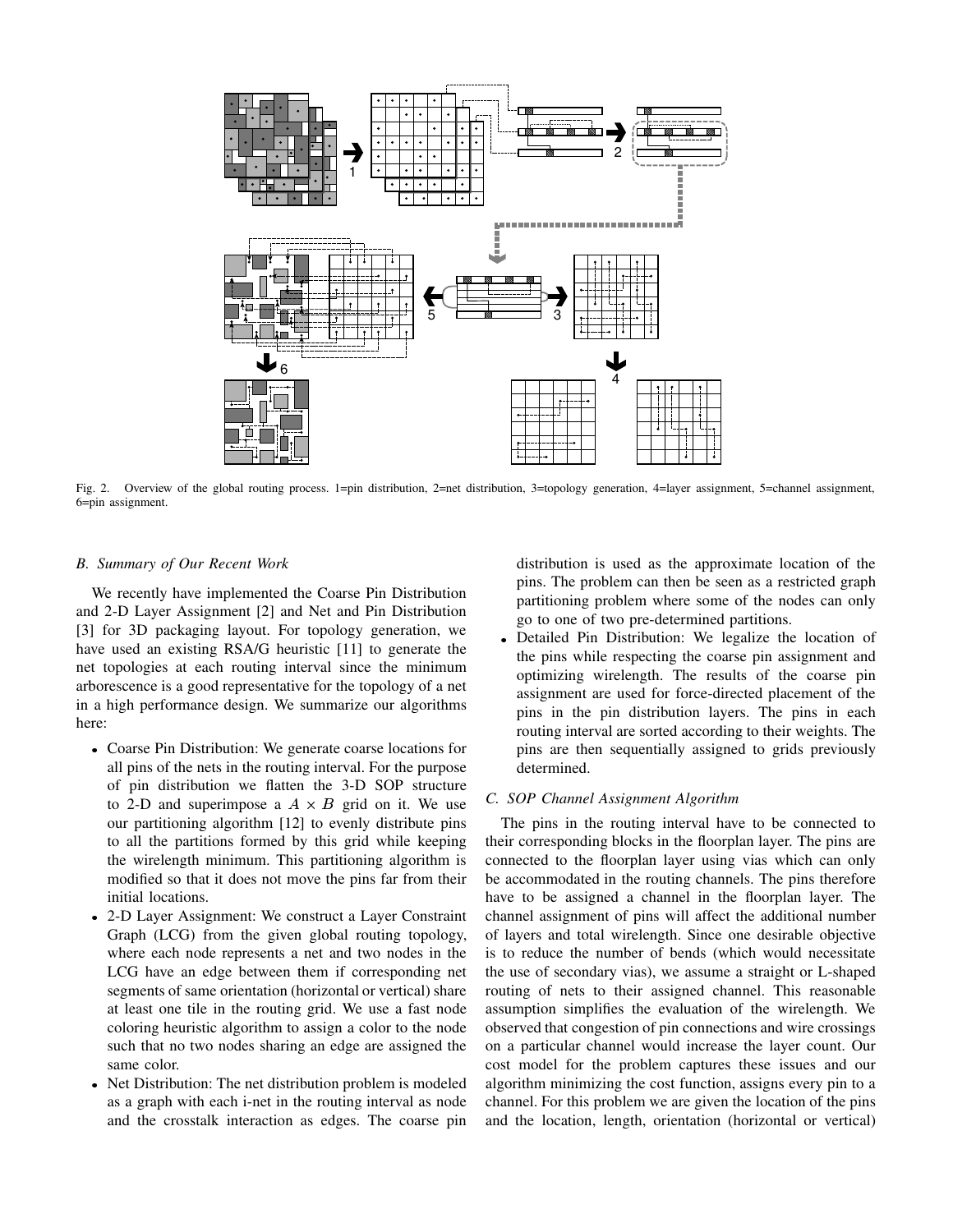Fig. 2. Overview of the global routing process. 1=pin distribution, 2=net distribution, 3=topology generation, 4=layer assignment, 5=channel assignment, 6=pin assignment.

### B. Summary of Our Recent Work

We recently have implemented the Coarse Pin Distribution and 2-D Layer Assignment [2] and Net and Pin Distribution [3] for 3D packaging layout. For topology generation, we have used an existing RSA/G heuristic [11] to generate the net topologies at each routing interval since the minimum arborescence is a good representative for the topology of a net in a high performance design. We summarize our algorithms here:

- Coarse Pin Distribution: We generate coarse locations for all pins of the nets in the routing interval. For the purpose of pin distribution we flatten the 3-D SOP structure to 2-D and superimpose a $A \times B$ grid on it. We use our partitioning algorithm [12] to evenly distribute pins to all the partitions formed by this grid while keeping the wirelength minimum. This partitioning algorithm is modified so that it does not move the pins far from their initial locations.
- 2-D Layer Assignment: We construct a Layer Constraint Graph (LCG) from the given global routing topology, where each node represents a net and two nodes in the LCG have an edge between them if corresponding net segments of same orientation (horizontal or vertical) share at least one tile in the routing grid. We use a fast node coloring heuristic algorithm to assign a color to the node such that no two nodes sharing an edge are assigned the same color.
- Net Distribution: The net distribution problem is modeled as a graph with each i-net in the routing interval as node and the crosstalk interaction as edges. The coarse pin distribution is used as the approximate location of the pins. The problem can then be seen as a restricted graph partitioning problem where some of the nodes can only go to one of two pre-determined partitions.
- Detailed Pin Distribution: We legalize the location of the pins while respecting the coarse pin assignment and optimizing wirelength. The results of the coarse pin assignment are used for force-directed placement of the pins in the pin distribution layers. The pins in each routing interval are sorted according to their weights. The pins are then sequentially assigned to grids previously determined.

### C. SOP Channel Assignment Algorithm

The pins in the routing interval have to be connected to their corresponding blocks in the floorplan layer. The pins are connected to the floorplan layer using vias which can only be accommodated in the routing channels. The pins therefore have to be assigned a channel in the floorplan layer. The channel assignment of pins will affect the additional number of layers and total wirelength. Since one desirable objective is to reduce the number of bends (which would necessitate the use of secondary vias), we assume a straight or L-shaped routing of nets to their assigned channel. This reasonable assumption simplifies the evaluation of the wirelength. We observed that congestion of pin connections and wire crossings on a particular channel would increase the layer count. Our cost model for the problem captures these issues and our algorithm minimizing the cost function, assigns every pin to a channel. For this problem we are given the location of the pins and the location, length, orientation (horizontal or vertical)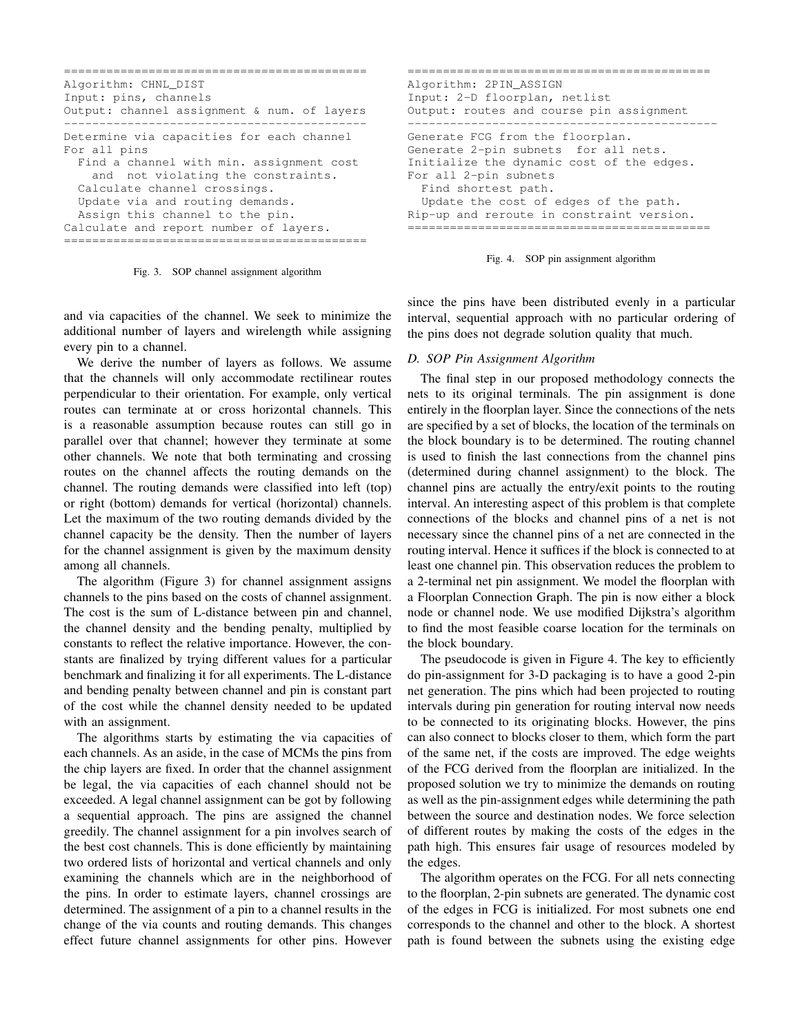```
===========================================
Algorithm: CHNL_DIST
Input: pins, channels
Output: channel assignment & num. of layers
-------------------------------------------
Determine via capacities for each channel
For all pins
  Find a channel with min. assignment cost
    and  not violating the constraints.
  Calculate channel crossings.
  Update via and routing demands.
  Assign this channel to the pin.
Calculate and report number of layers.
===========================================
```

Fig. 3. SOP channel assignment algorithm

```
==========================================
Algorithm: 2PIN_ASSIGN
Input: 2-D floorplan, netlist
Output: routes and course pin assignment
--------------------------------------------
Generate FCG from the floorplan.
Generate 2-pin subnets  for all nets.
Initialize the dynamic cost of the edges.
For all 2-pin subnets
  Find shortest path.
  Update the cost of edges of the path.
Rip-up and reroute in constraint version.
==========================================
```

Fig. 4. SOP pin assignment algorithm

and via capacities of the channel. We seek to minimize the additional number of layers and wirelength while assigning every pin to a channel.

We derive the number of layers as follows. We assume that the channels will only accommodate rectilinear routes perpendicular to their orientation. For example, only vertical routes can terminate at or cross horizontal channels. This is a reasonable assumption because routes can still go in parallel over that channel; however they terminate at some other channels. We note that both terminating and crossing routes on the channel affects the routing demands on the channel. The routing demands were classified into left (top) or right (bottom) demands for vertical (horizontal) channels. Let the maximum of the two routing demands divided by the channel capacity be the density. Then the number of layers for the channel assignment is given by the maximum density among all channels.

The algorithm (Figure 3) for channel assignment assigns channels to the pins based on the costs of channel assignment. The cost is the sum of L-distance between pin and channel, the channel density and the bending penalty, multiplied by constants to reflect the relative importance. However, the constants are finalized by trying different values for a particular benchmark and finalizing it for all experiments. The L-distance and bending penalty between channel and pin is constant part of the cost while the channel density needed to be updated with an assignment.

The algorithms starts by estimating the via capacities of each channels. As an aside, in the case of MCMs the pins from the chip layers are fixed. In order that the channel assignment be legal, the via capacities of each channel should not be exceeded. A legal channel assignment can be got by following a sequential approach. The pins are assigned the channel greedily. The channel assignment for a pin involves search of the best cost channels. This is done efficiently by maintaining two ordered lists of horizontal and vertical channels and only examining the channels which are in the neighborhood of the pins. In order to estimate layers, channel crossings are determined. The assignment of a pin to a channel results in the change of the via counts and routing demands. This changes effect future channel assignments for other pins. However since the pins have been distributed evenly in a particular interval, sequential approach with no particular ordering of the pins does not degrade solution quality that much.

### D. SOP Pin Assignment Algorithm

The final step in our proposed methodology connects the nets to its original terminals. The pin assignment is done entirely in the floorplan layer. Since the connections of the nets are specified by a set of blocks, the location of the terminals on the block boundary is to be determined. The routing channel is used to finish the last connections from the channel pins (determined during channel assignment) to the block. The channel pins are actually the entry/exit points to the routing interval. An interesting aspect of this problem is that complete connections of the blocks and channel pins of a net is not necessary since the channel pins of a net are connected in the routing interval. Hence it suffices if the block is connected to at least one channel pin. This observation reduces the problem to a 2-terminal net pin assignment. We model the floorplan with a Floorplan Connection Graph. The pin is now either a block node or channel node. We use modified Dijkstra's algorithm to find the most feasible coarse location for the terminals on the block boundary.

The pseudocode is given in Figure 4. The key to efficiently do pin-assignment for 3-D packaging is to have a good 2-pin net generation. The pins which had been projected to routing intervals during pin generation for routing interval now needs to be connected to its originating blocks. However, the pins can also connect to blocks closer to them, which form the part of the same net, if the costs are improved. The edge weights of the FCG derived from the floorplan are initialized. In the proposed solution we try to minimize the demands on routing as well as the pin-assignment edges while determining the path between the source and destination nodes. We force selection of different routes by making the costs of the edges in the path high. This ensures fair usage of resources modeled by the edges.

The algorithm operates on the FCG. For all nets connecting to the floorplan, 2-pin subnets are generated. The dynamic cost of the edges in FCG is initialized. For most subnets one end corresponds to the channel and other to the block. A shortest path is found between the subnets using the existing edge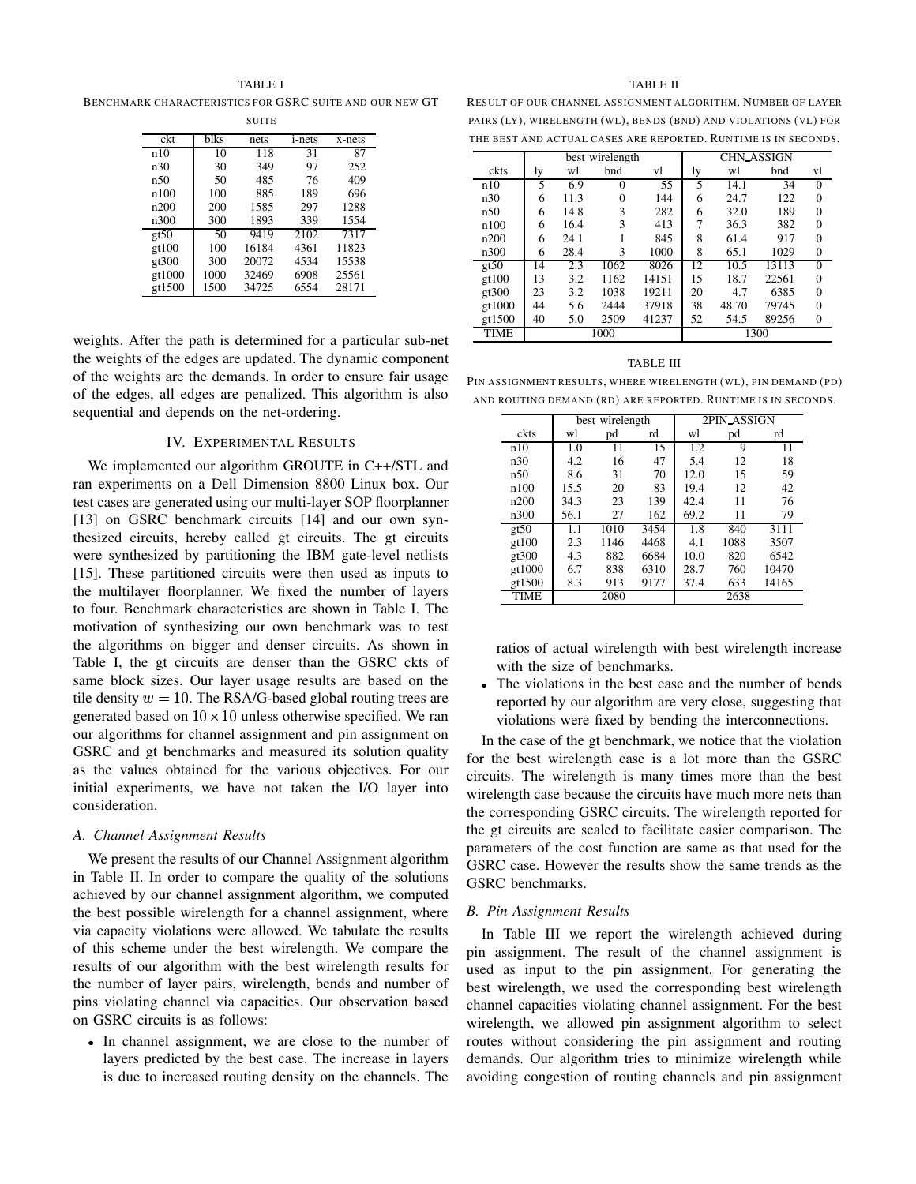TABLE I

BENCHMARK CHARACTERISTICS FOR GSRC SUITE AND OUR NEW GT SUITE

| ckt | blks | nets | i-nets | x-nets |
|---|---|---|---|---|
| n10 | 10 | 118 | 31 | 87 |
| n30 | 30 | 349 | 97 | 252 |
| n50 | 50 | 485 | 76 | 409 |
| n100 | 100 | 885 | 189 | 696 |
| n200 | 200 | 1585 | 297 | 1288 |
| n300 | 300 | 1893 | 339 | 1554 |
| gt50 | 50 | 9419 | 2102 | 7317 |
| gt100 | 100 | 16184 | 4361 | 11823 |
| gt300 | 300 | 20072 | 4534 | 15538 |
| gt1000 | 1000 | 32469 | 6908 | 25561 |
| gt1500 | 1500 | 34725 | 6554 | 28171 |

weights. After the path is determined for a particular sub-net the weights of the edges are updated. The dynamic component of the weights are the demands. In order to ensure fair usage of the edges, all edges are penalized. This algorithm is also sequential and depends on the net-ordering.

## IV. Experimental Results

We implemented our algorithm GROUTE in C++/STL and ran experiments on a Dell Dimension 8800 Linux box. Our test cases are generated using our multi-layer SOP floorplanner [13] on GSRC benchmark circuits [14] and our own synthesized circuits, hereby called gt circuits. The gt circuits were synthesized by partitioning the IBM gate-level netlists [15]. These partitioned circuits were then used as inputs to the multilayer floorplanner. We fixed the number of layers to four. Benchmark characteristics are shown in Table I. The motivation of synthesizing our own benchmark was to test the algorithms on bigger and denser circuits. As shown in Table I, the gt circuits are denser than the GSRC ckts of same block sizes. Our layer usage results are based on the tile density $w = 10$. The RSA/G-based global routing trees are generated based on $10 \times 10$ unless otherwise specified. We ran our algorithms for channel assignment and pin assignment on GSRC and gt benchmarks and measured its solution quality as the values obtained for the various objectives. For our initial experiments, we have not taken the I/O layer into consideration.

### A. Channel Assignment Results

We present the results of our Channel Assignment algorithm in Table II. In order to compare the quality of the solutions achieved by our channel assignment algorithm, we computed the best possible wirelength for a channel assignment, where via capacity violations were allowed. We tabulate the results of this scheme under the best wirelength. We compare the results of our algorithm with the best wirelength results for the number of layer pairs, wirelength, bends and number of pins violating channel via capacities. Our observation based on GSRC circuits is as follows:

- In channel assignment, we are close to the number of layers predicted by the best case. The increase in layers is due to increased routing density on the channels. The ratios of actual wirelength with best wirelength increase with the size of benchmarks.
- The violations in the best case and the number of bends reported by our algorithm are very close, suggesting that violations were fixed by bending the interconnections.

TABLE II

RESULT OF OUR CHANNEL ASSIGNMENT ALGORITHM. NUMBER OF LAYER PAIRS (LY), WIRELENGTH (WL), BENDS (BND) AND VIOLATIONS (VL) FOR THE BEST AND ACTUAL CASES ARE REPORTED. RUNTIME IS IN SECONDS.

| | best wirelength | | | | CHN_ASSIGN | | | |
|---|---|---|---|---|---|---|---|---|
| ckts | ly | wl | bnd | vl | ly | wl | bnd | vl |
| n10 | 5 | 6.9 | 0 | 55 | 5 | 14.1 | 34 | 0 |
| n30 | 6 | 11.3 | 0 | 144 | 6 | 24.7 | 122 | 0 |
| n50 | 6 | 14.8 | 3 | 282 | 6 | 32.0 | 189 | 0 |
| n100 | 6 | 16.4 | 3 | 413 | 7 | 36.3 | 382 | 0 |
| n200 | 6 | 24.1 | 1 | 845 | 8 | 61.4 | 917 | 0 |
| n300 | 6 | 28.4 | 3 | 1000 | 8 | 65.1 | 1029 | 0 |
| gt50 | 14 | 2.3 | 1062 | 8026 | 12 | 10.5 | 13113 | 0 |
| gt100 | 13 | 3.2 | 1162 | 14151 | 15 | 18.7 | 22561 | 0 |
| gt300 | 23 | 3.2 | 1038 | 19211 | 20 | 4.7 | 6385 | 0 |
| gt1000 | 44 | 5.6 | 2444 | 37918 | 38 | 48.70 | 79745 | 0 |
| gt1500 | 40 | 5.0 | 2509 | 41237 | 52 | 54.5 | 89256 | 0 |
| TIME | 1000 | | | | 1300 | | | |

TABLE III

PIN ASSIGNMENT RESULTS, WHERE WIRELENGTH (WL), PIN DEMAND (PD) AND ROUTING DEMAND (RD) ARE REPORTED. RUNTIME IS IN SECONDS.

| | best wirelength | | | 2PIN_ASSIGN | | |
|---|---|---|---|---|---|---|
| ckts | wl | pd | rd | wl | pd | rd |
| n10 | 1.0 | 11 | 15 | 1.2 | 9 | 11 |
| n30 | 4.2 | 16 | 47 | 5.4 | 12 | 18 |
| n50 | 8.6 | 31 | 70 | 12.0 | 15 | 59 |
| n100 | 15.5 | 20 | 83 | 19.4 | 12 | 42 |
| n200 | 34.3 | 23 | 139 | 42.4 | 11 | 76 |
| n300 | 56.1 | 27 | 162 | 69.2 | 11 | 79 |
| gt50 | 1.1 | 1010 | 3454 | 1.8 | 840 | 3111 |
| gt100 | 2.3 | 1146 | 4468 | 4.1 | 1088 | 3507 |
| gt300 | 4.3 | 882 | 6684 | 10.0 | 820 | 6542 |
| gt1000 | 6.7 | 838 | 6310 | 28.7 | 760 | 10470 |
| gt1500 | 8.3 | 913 | 9177 | 37.4 | 633 | 14165 |
| TIME | 2080 | | | 2638 | | |

In the case of the gt benchmark, we notice that the violation for the best wirelength case is a lot more than the GSRC circuits. The wirelength is many times more than the best wirelength case because the circuits have much more nets than the corresponding GSRC circuits. The wirelength reported for the gt circuits are scaled to facilitate easier comparison. The parameters of the cost function are same as that used for the GSRC case. However the results show the same trends as the GSRC benchmarks.

### B. Pin Assignment Results

In Table III we report the wirelength achieved during pin assignment. The result of the channel assignment is used as input to the pin assignment. For generating the best wirelength, we used the corresponding best wirelength channel capacities violating channel assignment. For the best wirelength, we allowed pin assignment algorithm to select routes without considering the pin assignment and routing demands. Our algorithm tries to minimize wirelength while avoiding congestion of routing channels and pin assignment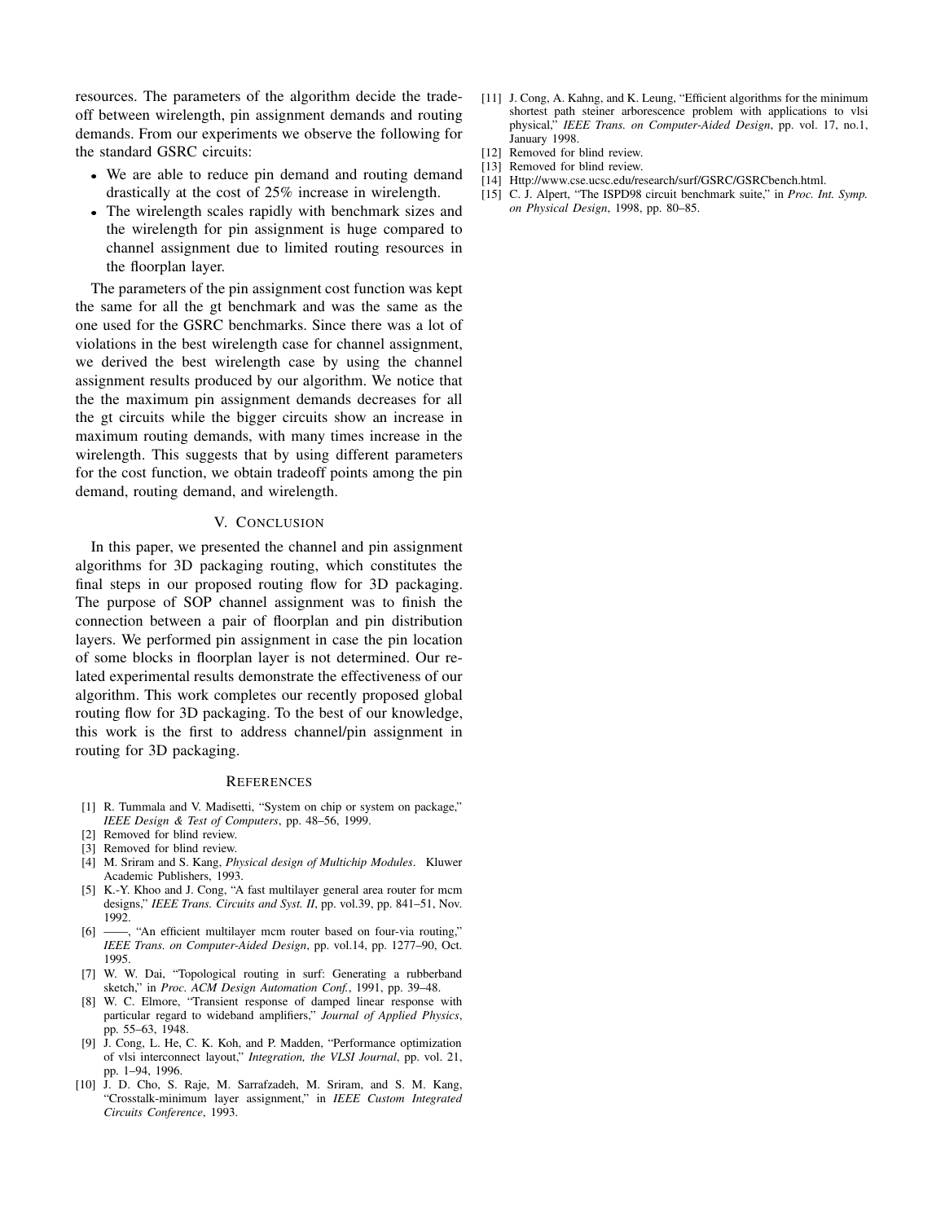resources. The parameters of the algorithm decide the tradeoff between wirelength, pin assignment demands and routing demands. From our experiments we observe the following for the standard GSRC circuits:

- We are able to reduce pin demand and routing demand drastically at the cost of 25% increase in wirelength.
- The wirelength scales rapidly with benchmark sizes and the wirelength for pin assignment is huge compared to channel assignment due to limited routing resources in the floorplan layer.

The parameters of the pin assignment cost function was kept the same for all the gt benchmark and was the same as the one used for the GSRC benchmarks. Since there was a lot of violations in the best wirelength case for channel assignment, we derived the best wirelength case by using the channel assignment results produced by our algorithm. We notice that the the maximum pin assignment demands decreases for all the gt circuits while the bigger circuits show an increase in maximum routing demands, with many times increase in the wirelength. This suggests that by using different parameters for the cost function, we obtain tradeoff points among the pin demand, routing demand, and wirelength.

## V. Conclusion

In this paper, we presented the channel and pin assignment algorithms for 3D packaging routing, which constitutes the final steps in our proposed routing flow for 3D packaging. The purpose of SOP channel assignment was to finish the connection between a pair of floorplan and pin distribution layers. We performed pin assignment in case the pin location of some blocks in floorplan layer is not determined. Our related experimental results demonstrate the effectiveness of our algorithm. This work completes our recently proposed global routing flow for 3D packaging. To the best of our knowledge, this work is the first to address channel/pin assignment in routing for 3D packaging.

## References

[1] R. Tummala and V. Madisetti, "System on chip or system on package," *IEEE Design & Test of Computers*, pp. 48–56, 1999.

[2] Removed for blind review.

[3] Removed for blind review.

[4] M. Sriram and S. Kang, *Physical design of Multichip Modules*. Kluwer Academic Publishers, 1993.

[5] K.-Y. Khoo and J. Cong, "A fast multilayer general area router for mcm designs," *IEEE Trans. Circuits and Syst. II*, pp. vol.39, pp. 841–51, Nov. 1992.

[6] ——, "An efficient multilayer mcm router based on four-via routing," *IEEE Trans. on Computer-Aided Design*, pp. vol.14, pp. 1277–90, Oct. 1995.

[7] W. W. Dai, "Topological routing in surf: Generating a rubberband sketch," in *Proc. ACM Design Automation Conf.*, 1991, pp. 39–48.

[8] W. C. Elmore, "Transient response of damped linear response with particular regard to wideband amplifiers," *Journal of Applied Physics*, pp. 55–63, 1948.

[9] J. Cong, L. He, C. K. Koh, and P. Madden, "Performance optimization of vlsi interconnect layout," *Integration, the VLSI Journal*, pp. vol. 21, pp. 1–94, 1996.

[10] J. D. Cho, S. Raje, M. Sarrafzadeh, M. Sriram, and S. M. Kang, "Crosstalk-minimum layer assignment," in *IEEE Custom Integrated Circuits Conference*, 1993.

[11] J. Cong, A. Kahng, and K. Leung, "Efficient algorithms for the minimum shortest path steiner arborescence problem with applications to vlsi physical," *IEEE Trans. on Computer-Aided Design*, pp. vol. 17, no.1, January 1998.

[12] Removed for blind review.

[13] Removed for blind review.

[14] Http://www.cse.ucsc.edu/research/surf/GSRC/GSRCbench.html.

[15] C. J. Alpert, "The ISPD98 circuit benchmark suite," in *Proc. Int. Symp. on Physical Design*, 1998, pp. 80–85.